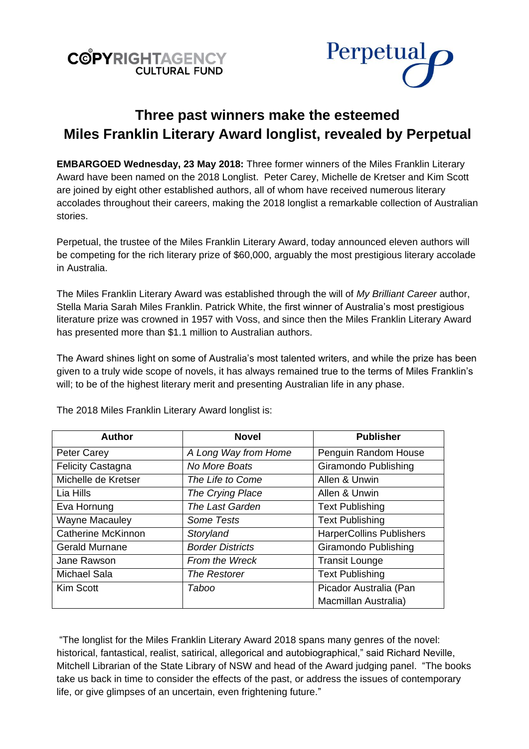COPYRIGHTAGENCY CULTURAL FUND

Perpetual

# Three past winners make the esteemed Miles Franklin Literary Award longlist, revealed by Perpetual

**EMBARGOED Wednesday, 23 May 2018:** Three former winners of the Miles Franklin Literary Award have been named on the 2018 Longlist. Peter Carey, Michelle de Kretser and Kim Scott are joined by eight other established authors, all of whom have received numerous literary accolades throughout their careers, making the 2018 longlist a remarkable collection of Australian stories.

Perpetual, the trustee of the Miles Franklin Literary Award, today announced eleven authors will be competing for the rich literary prize of $60,000, arguably the most prestigious literary accolade in Australia.

The Miles Franklin Literary Award was established through the will of *My Brilliant Career* author, Stella Maria Sarah Miles Franklin. Patrick White, the first winner of Australia's most prestigious literature prize was crowned in 1957 with Voss, and since then the Miles Franklin Literary Award has presented more than $1.1 million to Australian authors.

The Award shines light on some of Australia's most talented writers, and while the prize has been given to a truly wide scope of novels, it has always remained true to the terms of Miles Franklin's will; to be of the highest literary merit and presenting Australian life in any phase.

The 2018 Miles Franklin Literary Award longlist is:

| Author | Novel | Publisher |
|---|---|---|
| Peter Carey | *A Long Way from Home* | Penguin Random House |
| Felicity Castagna | *No More Boats* | Giramondo Publishing |
| Michelle de Kretser | *The Life to Come* | Allen & Unwin |
| Lia Hills | *The Crying Place* | Allen & Unwin |
| Eva Hornung | *The Last Garden* | Text Publishing |
| Wayne Macauley | *Some Tests* | Text Publishing |
| Catherine McKinnon | *Storyland* | HarperCollins Publishers |
| Gerald Murnane | *Border Districts* | Giramondo Publishing |
| Jane Rawson | *From the Wreck* | Transit Lounge |
| Michael Sala | *The Restorer* | Text Publishing |
| Kim Scott | *Taboo* | Picador Australia (Pan Macmillan Australia) |

"The longlist for the Miles Franklin Literary Award 2018 spans many genres of the novel: historical, fantastical, realist, satirical, allegorical and autobiographical," said Richard Neville, Mitchell Librarian of the State Library of NSW and head of the Award judging panel. "The books take us back in time to consider the effects of the past, or address the issues of contemporary life, or give glimpses of an uncertain, even frightening future."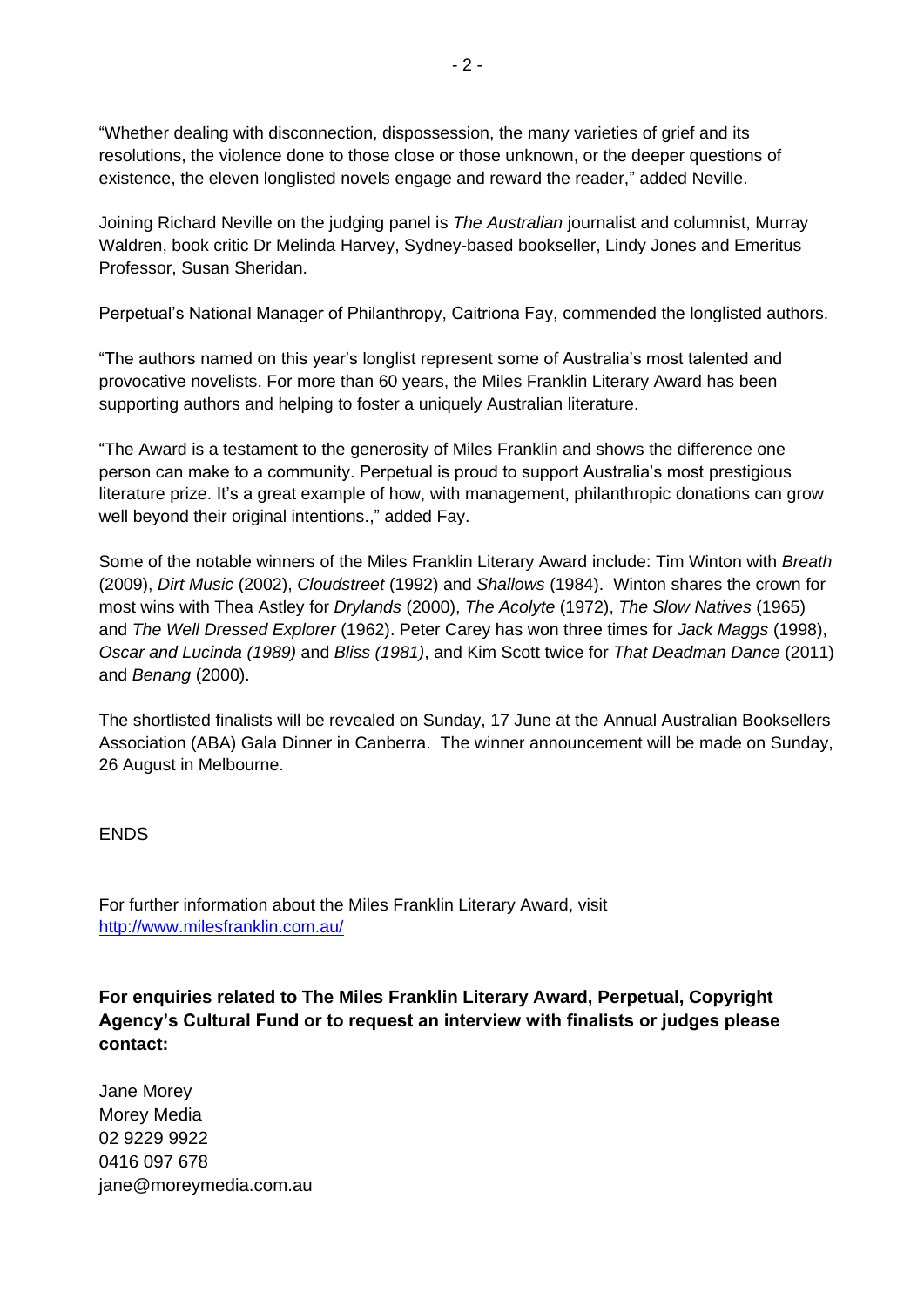"Whether dealing with disconnection, dispossession, the many varieties of grief and its resolutions, the violence done to those close or those unknown, or the deeper questions of existence, the eleven longlisted novels engage and reward the reader," added Neville.

Joining Richard Neville on the judging panel is *The Australian* journalist and columnist, Murray Waldren, book critic Dr Melinda Harvey, Sydney-based bookseller, Lindy Jones and Emeritus Professor, Susan Sheridan.

Perpetual's National Manager of Philanthropy, Caitriona Fay, commended the longlisted authors.

"The authors named on this year's longlist represent some of Australia's most talented and provocative novelists. For more than 60 years, the Miles Franklin Literary Award has been supporting authors and helping to foster a uniquely Australian literature.

"The Award is a testament to the generosity of Miles Franklin and shows the difference one person can make to a community. Perpetual is proud to support Australia's most prestigious literature prize. It's a great example of how, with management, philanthropic donations can grow well beyond their original intentions.," added Fay.

Some of the notable winners of the Miles Franklin Literary Award include: Tim Winton with *Breath* (2009), *Dirt Music* (2002), *Cloudstreet* (1992) and *Shallows* (1984). Winton shares the crown for most wins with Thea Astley for *Drylands* (2000), *The Acolyte* (1972), *The Slow Natives* (1965) and *The Well Dressed Explorer* (1962). Peter Carey has won three times for *Jack Maggs* (1998), *Oscar and Lucinda (1989)* and *Bliss (1981)*, and Kim Scott twice for *That Deadman Dance* (2011) and *Benang* (2000).

The shortlisted finalists will be revealed on Sunday, 17 June at the Annual Australian Booksellers Association (ABA) Gala Dinner in Canberra. The winner announcement will be made on Sunday, 26 August in Melbourne.

ENDS

For further information about the Miles Franklin Literary Award, visit [http://www.milesfranklin.com.au/](http://www.milesfranklin.com.au/)

**For enquiries related to The Miles Franklin Literary Award, Perpetual, Copyright Agency's Cultural Fund or to request an interview with finalists or judges please contact:**

Jane Morey
Morey Media
02 9229 9922
0416 097 678
jane@moreymedia.com.au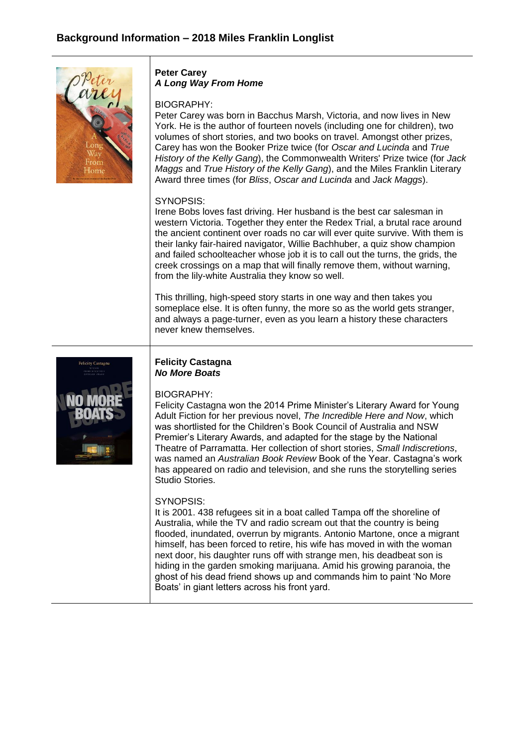## Background Information – 2018 Miles Franklin Longlist

**Peter Carey**
***A Long Way From Home***

BIOGRAPHY:
Peter Carey was born in Bacchus Marsh, Victoria, and now lives in New York. He is the author of fourteen novels (including one for children), two volumes of short stories, and two books on travel. Amongst other prizes, Carey has won the Booker Prize twice (for *Oscar and Lucinda* and *True History of the Kelly Gang*), the Commonwealth Writers' Prize twice (for *Jack Maggs* and *True History of the Kelly Gang*), and the Miles Franklin Literary Award three times (for *Bliss*, *Oscar and Lucinda* and *Jack Maggs*).

SYNOPSIS:
Irene Bobs loves fast driving. Her husband is the best car salesman in western Victoria. Together they enter the Redex Trial, a brutal race around the ancient continent over roads no car will ever quite survive. With them is their lanky fair-haired navigator, Willie Bachhuber, a quiz show champion and failed schoolteacher whose job it is to call out the turns, the grids, the creek crossings on a map that will finally remove them, without warning, from the lily-white Australia they know so well.

This thrilling, high-speed story starts in one way and then takes you someplace else. It is often funny, the more so as the world gets stranger, and always a page-turner, even as you learn a history these characters never knew themselves.

**Felicity Castagna**
***No More Boats***

BIOGRAPHY:
Felicity Castagna won the 2014 Prime Minister's Literary Award for Young Adult Fiction for her previous novel, *The Incredible Here and Now*, which was shortlisted for the Children's Book Council of Australia and NSW Premier's Literary Awards, and adapted for the stage by the National Theatre of Parramatta. Her collection of short stories, *Small Indiscretions*, was named an *Australian Book Review* Book of the Year. Castagna's work has appeared on radio and television, and she runs the storytelling series Studio Stories.

SYNOPSIS:
It is 2001. 438 refugees sit in a boat called Tampa off the shoreline of Australia, while the TV and radio scream out that the country is being flooded, inundated, overrun by migrants. Antonio Martone, once a migrant himself, has been forced to retire, his wife has moved in with the woman next door, his daughter runs off with strange men, his deadbeat son is hiding in the garden smoking marijuana. Amid his growing paranoia, the ghost of his dead friend shows up and commands him to paint 'No More Boats' in giant letters across his front yard.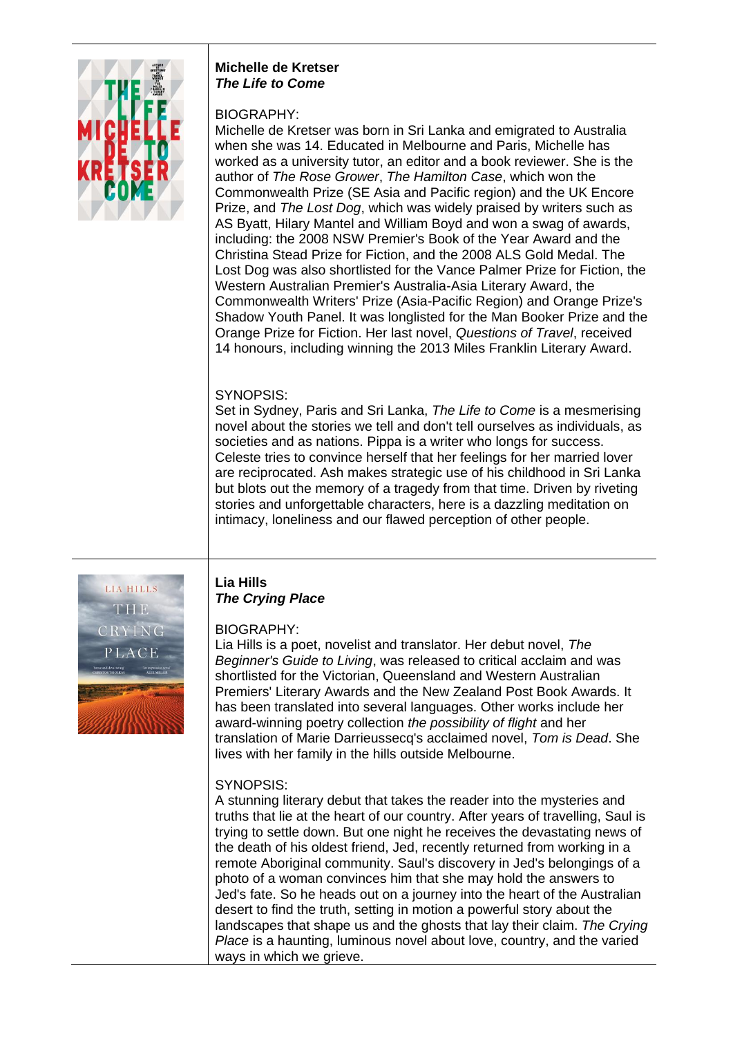**Michelle de Kretser**
***The Life to Come***

BIOGRAPHY:
Michelle de Kretser was born in Sri Lanka and emigrated to Australia when she was 14. Educated in Melbourne and Paris, Michelle has worked as a university tutor, an editor and a book reviewer. She is the author of *The Rose Grower*, *The Hamilton Case*, which won the Commonwealth Prize (SE Asia and Pacific region) and the UK Encore Prize, and *The Lost Dog*, which was widely praised by writers such as AS Byatt, Hilary Mantel and William Boyd and won a swag of awards, including: the 2008 NSW Premier's Book of the Year Award and the Christina Stead Prize for Fiction, and the 2008 ALS Gold Medal. The Lost Dog was also shortlisted for the Vance Palmer Prize for Fiction, the Western Australian Premier's Australia-Asia Literary Award, the Commonwealth Writers' Prize (Asia-Pacific Region) and Orange Prize's Shadow Youth Panel. It was longlisted for the Man Booker Prize and the Orange Prize for Fiction. Her last novel, *Questions of Travel*, received 14 honours, including winning the 2013 Miles Franklin Literary Award.

SYNOPSIS:
Set in Sydney, Paris and Sri Lanka, *The Life to Come* is a mesmerising novel about the stories we tell and don't tell ourselves as individuals, as societies and as nations. Pippa is a writer who longs for success. Celeste tries to convince herself that her feelings for her married lover are reciprocated. Ash makes strategic use of his childhood in Sri Lanka but blots out the memory of a tragedy from that time. Driven by riveting stories and unforgettable characters, here is a dazzling meditation on intimacy, loneliness and our flawed perception of other people.

---

**Lia Hills**
***The Crying Place***

BIOGRAPHY:
Lia Hills is a poet, novelist and translator. Her debut novel, *The Beginner's Guide to Living*, was released to critical acclaim and was shortlisted for the Victorian, Queensland and Western Australian Premiers' Literary Awards and the New Zealand Post Book Awards. It has been translated into several languages. Other works include her award-winning poetry collection *the possibility of flight* and her translation of Marie Darrieussecq's acclaimed novel, *Tom is Dead*. She lives with her family in the hills outside Melbourne.

SYNOPSIS:
A stunning literary debut that takes the reader into the mysteries and truths that lie at the heart of our country. After years of travelling, Saul is trying to settle down. But one night he receives the devastating news of the death of his oldest friend, Jed, recently returned from working in a remote Aboriginal community. Saul's discovery in Jed's belongings of a photo of a woman convinces him that she may hold the answers to Jed's fate. So he heads out on a journey into the heart of the Australian desert to find the truth, setting in motion a powerful story about the landscapes that shape us and the ghosts that lay their claim. *The Crying Place* is a haunting, luminous novel about love, country, and the varied ways in which we grieve.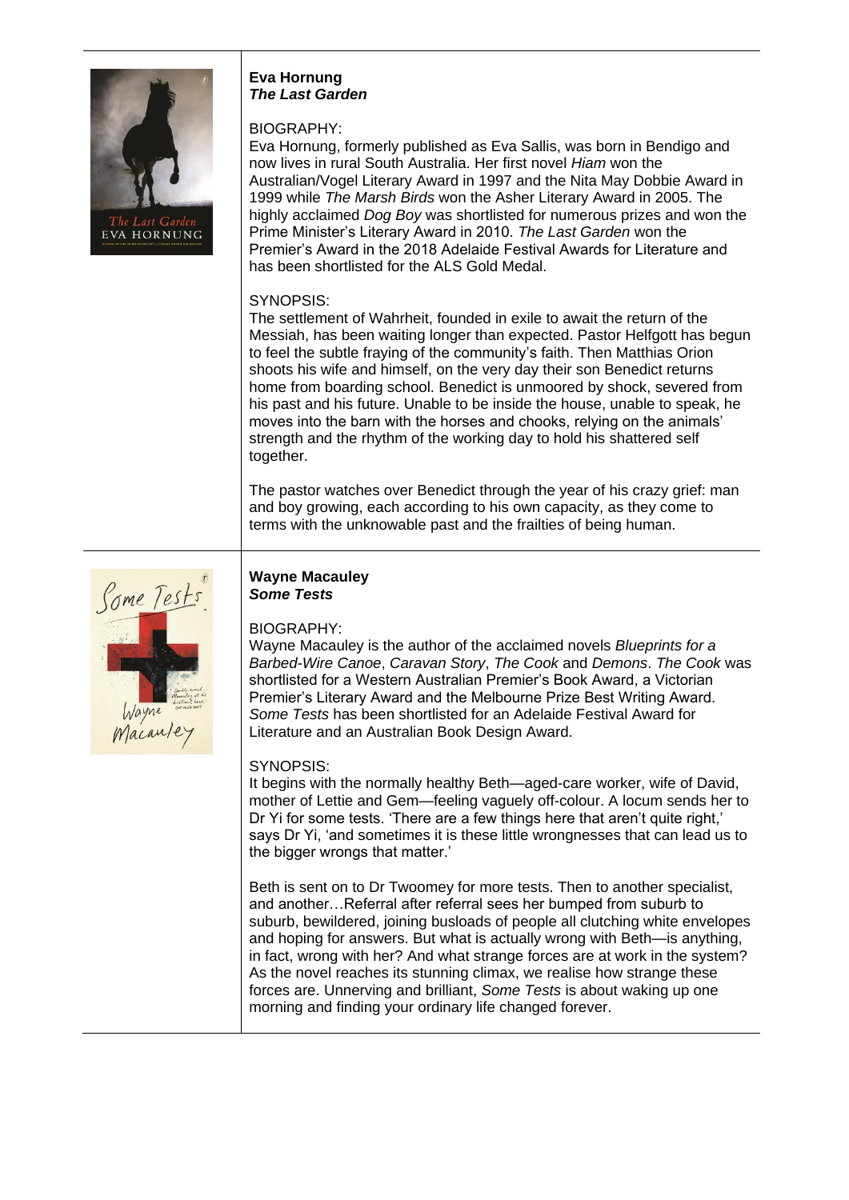**Eva Hornung**
***The Last Garden***

BIOGRAPHY:
Eva Hornung, formerly published as Eva Sallis, was born in Bendigo and now lives in rural South Australia. Her first novel *Hiam* won the Australian/Vogel Literary Award in 1997 and the Nita May Dobbie Award in 1999 while *The Marsh Birds* won the Asher Literary Award in 2005. The highly acclaimed *Dog Boy* was shortlisted for numerous prizes and won the Prime Minister's Literary Award in 2010. *The Last Garden* won the Premier's Award in the 2018 Adelaide Festival Awards for Literature and has been shortlisted for the ALS Gold Medal.

SYNOPSIS:
The settlement of Wahrheit, founded in exile to await the return of the Messiah, has been waiting longer than expected. Pastor Helfgott has begun to feel the subtle fraying of the community's faith. Then Matthias Orion shoots his wife and himself, on the very day their son Benedict returns home from boarding school. Benedict is unmoored by shock, severed from his past and his future. Unable to be inside the house, unable to speak, he moves into the barn with the horses and chooks, relying on the animals' strength and the rhythm of the working day to hold his shattered self together.

The pastor watches over Benedict through the year of his crazy grief: man and boy growing, each according to his own capacity, as they come to terms with the unknowable past and the frailties of being human.

---

**Wayne Macauley**
***Some Tests***

BIOGRAPHY:
Wayne Macauley is the author of the acclaimed novels *Blueprints for a Barbed-Wire Canoe*, *Caravan Story*, *The Cook* and *Demons*. *The Cook* was shortlisted for a Western Australian Premier's Book Award, a Victorian Premier's Literary Award and the Melbourne Prize Best Writing Award. *Some Tests* has been shortlisted for an Adelaide Festival Award for Literature and an Australian Book Design Award.

SYNOPSIS:
It begins with the normally healthy Beth—aged-care worker, wife of David, mother of Lettie and Gem—feeling vaguely off-colour. A locum sends her to Dr Yi for some tests. 'There are a few things here that aren't quite right,' says Dr Yi, 'and sometimes it is these little wrongnesses that can lead us to the bigger wrongs that matter.'

Beth is sent on to Dr Twoomey for more tests. Then to another specialist, and another…Referral after referral sees her bumped from suburb to suburb, bewildered, joining busloads of people all clutching white envelopes and hoping for answers. But what is actually wrong with Beth—is anything, in fact, wrong with her? And what strange forces are at work in the system? As the novel reaches its stunning climax, we realise how strange these forces are. Unnerving and brilliant, *Some Tests* is about waking up one morning and finding your ordinary life changed forever.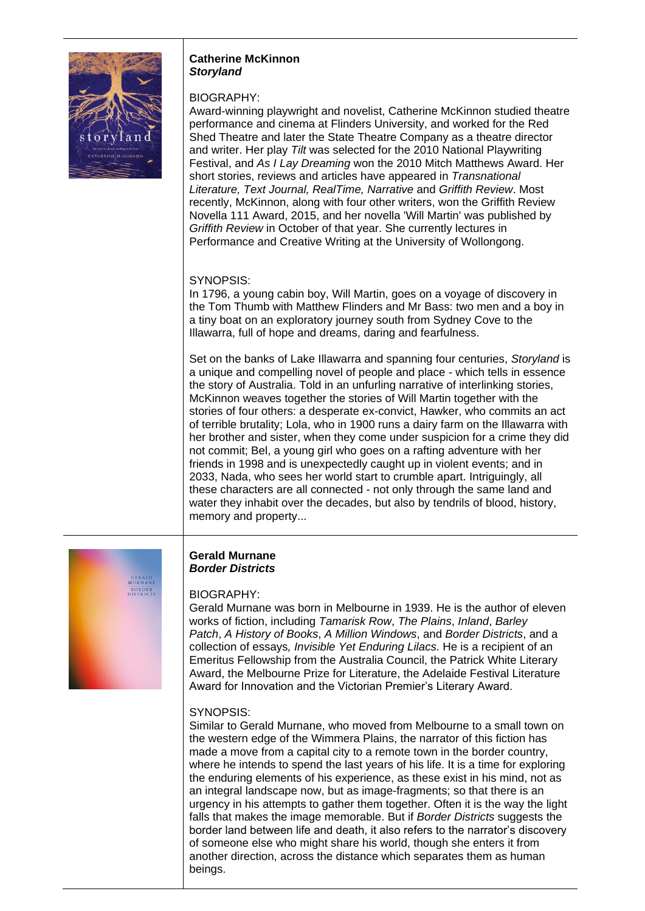**Catherine McKinnon**
***Storyland***

BIOGRAPHY:
Award-winning playwright and novelist, Catherine McKinnon studied theatre performance and cinema at Flinders University, and worked for the Red Shed Theatre and later the State Theatre Company as a theatre director and writer. Her play *Tilt* was selected for the 2010 National Playwriting Festival, and *As I Lay Dreaming* won the 2010 Mitch Matthews Award. Her short stories, reviews and articles have appeared in *Transnational Literature, Text Journal, RealTime, Narrative* and *Griffith Review*. Most recently, McKinnon, along with four other writers, won the Griffith Review Novella 111 Award, 2015, and her novella 'Will Martin' was published by *Griffith Review* in October of that year. She currently lectures in Performance and Creative Writing at the University of Wollongong.

SYNOPSIS:
In 1796, a young cabin boy, Will Martin, goes on a voyage of discovery in the Tom Thumb with Matthew Flinders and Mr Bass: two men and a boy in a tiny boat on an exploratory journey south from Sydney Cove to the Illawarra, full of hope and dreams, daring and fearfulness.

Set on the banks of Lake Illawarra and spanning four centuries, *Storyland* is a unique and compelling novel of people and place - which tells in essence the story of Australia. Told in an unfurling narrative of interlinking stories, McKinnon weaves together the stories of Will Martin together with the stories of four others: a desperate ex-convict, Hawker, who commits an act of terrible brutality; Lola, who in 1900 runs a dairy farm on the Illawarra with her brother and sister, when they come under suspicion for a crime they did not commit; Bel, a young girl who goes on a rafting adventure with her friends in 1998 and is unexpectedly caught up in violent events; and in 2033, Nada, who sees her world start to crumble apart. Intriguingly, all these characters are all connected - not only through the same land and water they inhabit over the decades, but also by tendrils of blood, history, memory and property...

---

**Gerald Murnane**
***Border Districts***

BIOGRAPHY:
Gerald Murnane was born in Melbourne in 1939. He is the author of eleven works of fiction, including *Tamarisk Row*, *The Plains*, *Inland*, *Barley Patch*, *A History of Books*, *A Million Windows*, and *Border Districts*, and a collection of essays*, Invisible Yet Enduring Lilacs.* He is a recipient of an Emeritus Fellowship from the Australia Council, the Patrick White Literary Award, the Melbourne Prize for Literature, the Adelaide Festival Literature Award for Innovation and the Victorian Premier's Literary Award.

SYNOPSIS:
Similar to Gerald Murnane, who moved from Melbourne to a small town on the western edge of the Wimmera Plains, the narrator of this fiction has made a move from a capital city to a remote town in the border country, where he intends to spend the last years of his life. It is a time for exploring the enduring elements of his experience, as these exist in his mind, not as an integral landscape now, but as image-fragments; so that there is an urgency in his attempts to gather them together. Often it is the way the light falls that makes the image memorable. But if *Border Districts* suggests the border land between life and death, it also refers to the narrator's discovery of someone else who might share his world, though she enters it from another direction, across the distance which separates them as human beings.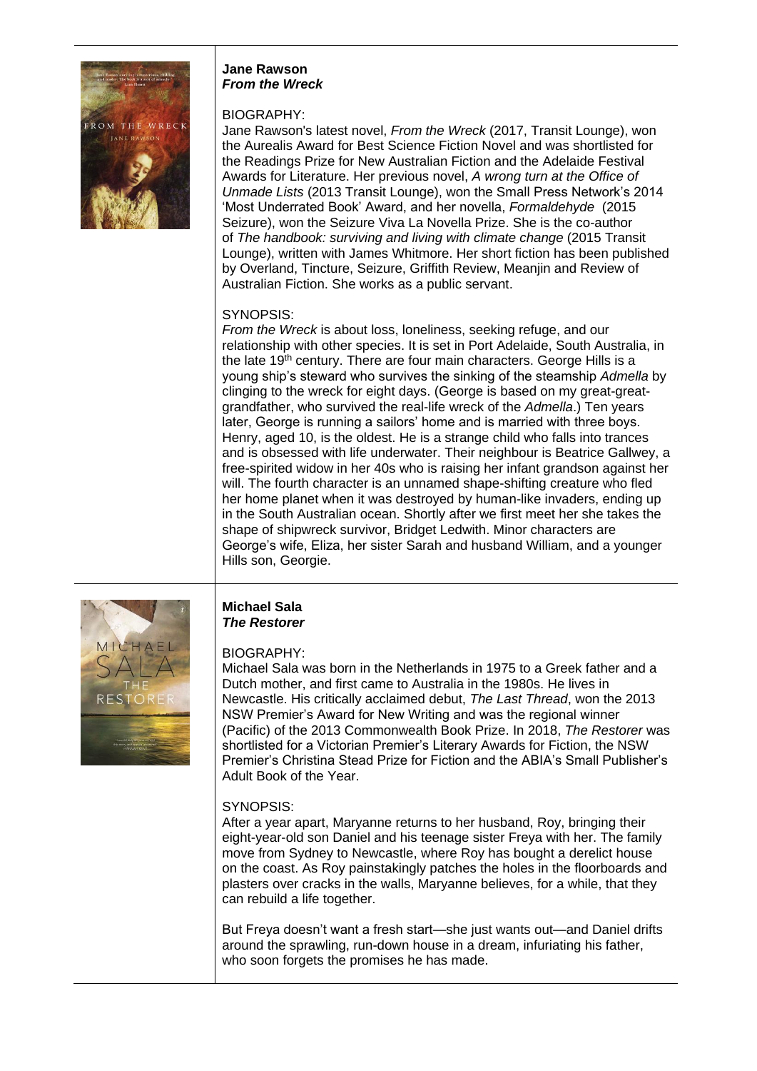**Jane Rawson**
***From the Wreck***

BIOGRAPHY:
Jane Rawson's latest novel, *From the Wreck* (2017, Transit Lounge), won the Aurealis Award for Best Science Fiction Novel and was shortlisted for the Readings Prize for New Australian Fiction and the Adelaide Festival Awards for Literature. Her previous novel, *A wrong turn at the Office of Unmade Lists* (2013 Transit Lounge), won the Small Press Network's 2014 'Most Underrated Book' Award, and her novella, *Formaldehyde* (2015 Seizure), won the Seizure Viva La Novella Prize. She is the co-author of *The handbook: surviving and living with climate change* (2015 Transit Lounge), written with James Whitmore. Her short fiction has been published by Overland, Tincture, Seizure, Griffith Review, Meanjin and Review of Australian Fiction. She works as a public servant.

SYNOPSIS:
*From the Wreck* is about loss, loneliness, seeking refuge, and our relationship with other species. It is set in Port Adelaide, South Australia, in the late 19th century. There are four main characters. George Hills is a young ship's steward who survives the sinking of the steamship *Admella* by clinging to the wreck for eight days. (George is based on my great-great-grandfather, who survived the real-life wreck of the *Admella*.) Ten years later, George is running a sailors' home and is married with three boys. Henry, aged 10, is the oldest. He is a strange child who falls into trances and is obsessed with life underwater. Their neighbour is Beatrice Gallwey, a free-spirited widow in her 40s who is raising her infant grandson against her will. The fourth character is an unnamed shape-shifting creature who fled her home planet when it was destroyed by human-like invaders, ending up in the South Australian ocean. Shortly after we first meet her she takes the shape of shipwreck survivor, Bridget Ledwith. Minor characters are George's wife, Eliza, her sister Sarah and husband William, and a younger Hills son, Georgie.

---

**Michael Sala**
***The Restorer***

BIOGRAPHY:
Michael Sala was born in the Netherlands in 1975 to a Greek father and a Dutch mother, and first came to Australia in the 1980s. He lives in Newcastle. His critically acclaimed debut, *The Last Thread*, won the 2013 NSW Premier's Award for New Writing and was the regional winner (Pacific) of the 2013 Commonwealth Book Prize. In 2018, *The Restorer* was shortlisted for a Victorian Premier's Literary Awards for Fiction, the NSW Premier's Christina Stead Prize for Fiction and the ABIA's Small Publisher's Adult Book of the Year.

SYNOPSIS:
After a year apart, Maryanne returns to her husband, Roy, bringing their eight-year-old son Daniel and his teenage sister Freya with her. The family move from Sydney to Newcastle, where Roy has bought a derelict house on the coast. As Roy painstakingly patches the holes in the floorboards and plasters over cracks in the walls, Maryanne believes, for a while, that they can rebuild a life together.

But Freya doesn't want a fresh start—she just wants out—and Daniel drifts around the sprawling, run-down house in a dream, infuriating his father, who soon forgets the promises he has made.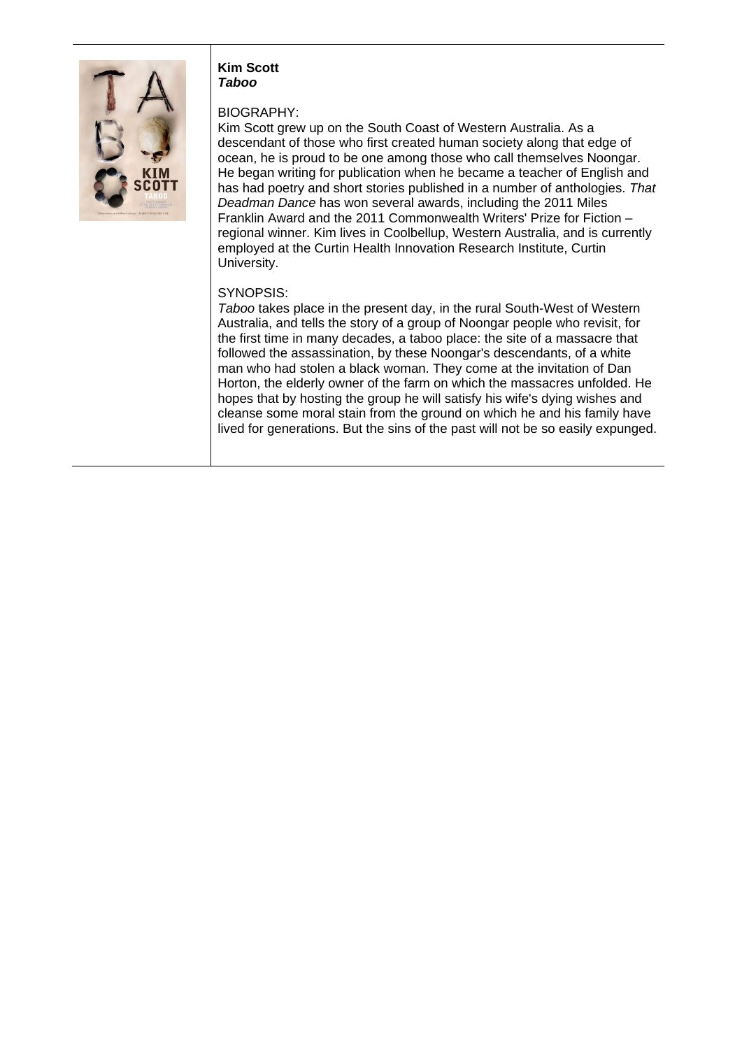**Kim Scott**
***Taboo***

BIOGRAPHY:
Kim Scott grew up on the South Coast of Western Australia. As a descendant of those who first created human society along that edge of ocean, he is proud to be one among those who call themselves Noongar. He began writing for publication when he became a teacher of English and has had poetry and short stories published in a number of anthologies. *That Deadman Dance* has won several awards, including the 2011 Miles Franklin Award and the 2011 Commonwealth Writers' Prize for Fiction – regional winner. Kim lives in Coolbellup, Western Australia, and is currently employed at the Curtin Health Innovation Research Institute, Curtin University.

SYNOPSIS:
*Taboo* takes place in the present day, in the rural South-West of Western Australia, and tells the story of a group of Noongar people who revisit, for the first time in many decades, a taboo place: the site of a massacre that followed the assassination, by these Noongar's descendants, of a white man who had stolen a black woman. They come at the invitation of Dan Horton, the elderly owner of the farm on which the massacres unfolded. He hopes that by hosting the group he will satisfy his wife's dying wishes and cleanse some moral stain from the ground on which he and his family have lived for generations. But the sins of the past will not be so easily expunged.